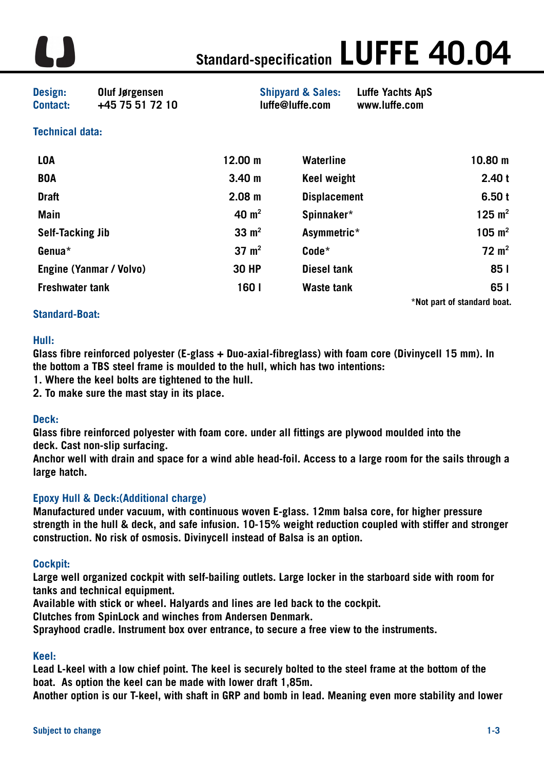# Standard-specification LUFFE 40.04

**Design:** Oluf Jørgensen
**Contact:** +45 75 51 72 10

**Shipyard & Sales:** Luffe Yachts ApS
luffe@luffe.com www.luffe.com

## Technical data:

| | | | |
|---|---|---|---|
| LOA | 12.00 m | Waterline | 10.80 m |
| BOA | 3.40 m | Keel weight | 2.40 t |
| Draft | 2.08 m | Displacement | 6.50 t |
| Main | 40 $m^2$ | Spinnaker* | 125 $m^2$ |
| Self-Tacking Jib | 33 $m^2$ | Asymmetric* | 105 $m^2$ |
| Genua* | 37 $m^2$ | Code* | 72 $m^2$ |
| Engine (Yanmar / Volvo) | 30 HP | Diesel tank | 85 l |
| Freshwater tank | 160 l | Waste tank | 65 l |

*Not part of standard boat.

## Standard-Boat:

### Hull:

Glass fibre reinforced polyester (E-glass + Duo-axial-fibreglass) with foam core (Divinycell 15 mm). In the bottom a TBS steel frame is moulded to the hull, which has two intentions:

1. Where the keel bolts are tightened to the hull.
2. To make sure the mast stay in its place.

### Deck:

Glass fibre reinforced polyester with foam core. under all fittings are plywood moulded into the deck. Cast non-slip surfacing.
Anchor well with drain and space for a wind able head-foil. Access to a large room for the sails through a large hatch.

### Epoxy Hull & Deck:(Additional charge)

Manufactured under vacuum, with continuous woven E-glass. 12mm balsa core, for higher pressure strength in the hull & deck, and safe infusion. 10-15% weight reduction coupled with stiffer and stronger construction. No risk of osmosis. Divinycell instead of Balsa is an option.

### Cockpit:

Large well organized cockpit with self-bailing outlets. Large locker in the starboard side with room for tanks and technical equipment.
Available with stick or wheel. Halyards and lines are led back to the cockpit.
Clutches from SpinLock and winches from Andersen Denmark.
Sprayhood cradle. Instrument box over entrance, to secure a free view to the instruments.

### Keel:

Lead L-keel with a low chief point. The keel is securely bolted to the steel frame at the bottom of the boat. As option the keel can be made with lower draft 1,85m.
Another option is our T-keel, with shaft in GRP and bomb in lead. Meaning even more stability and lower

Subject to change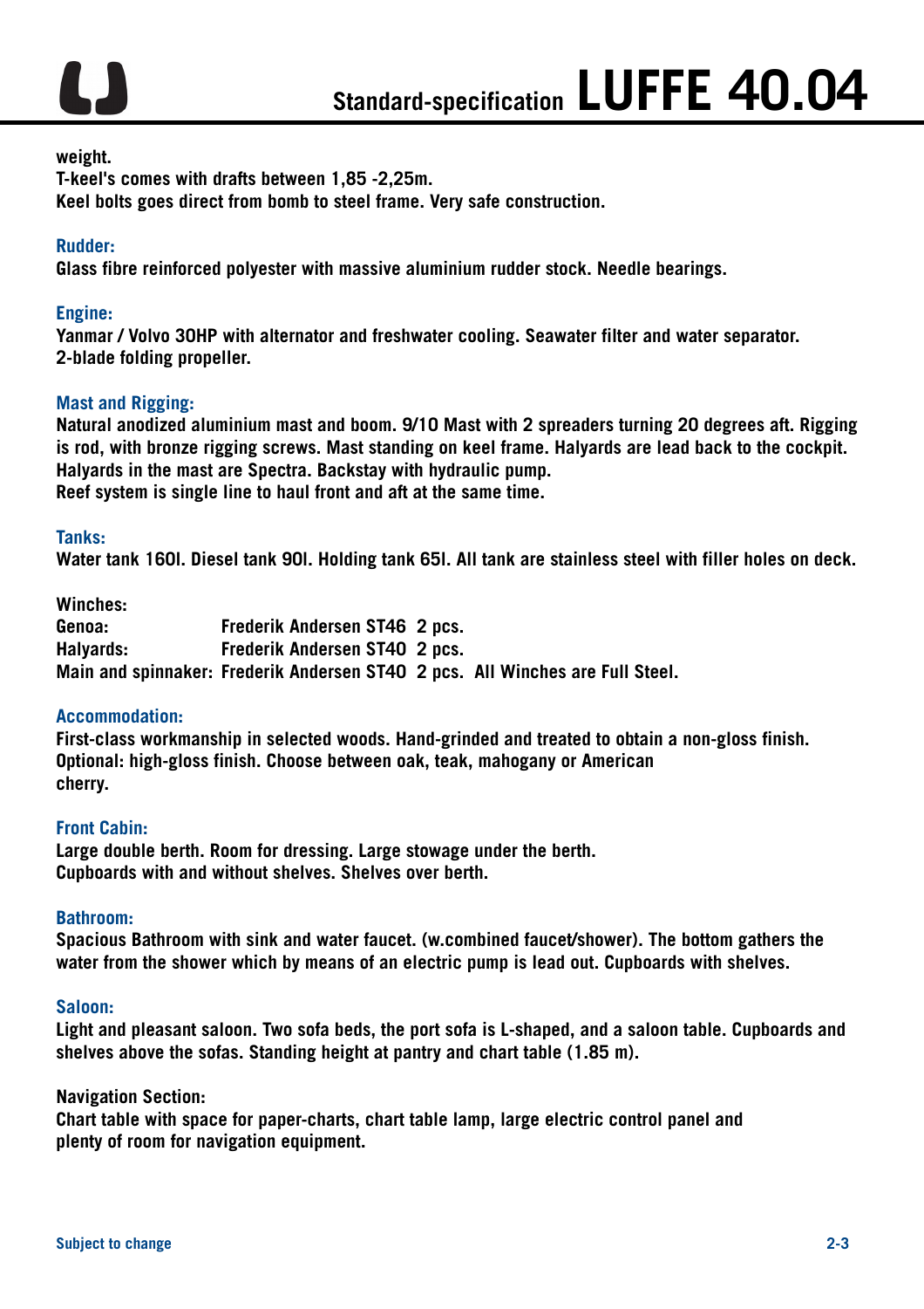weight.
T-keel's comes with drafts between 1,85 -2,25m.
Keel bolts goes direct from bomb to steel frame. Very safe construction.

### Rudder:

Glass fibre reinforced polyester with massive aluminium rudder stock. Needle bearings.

### Engine:

Yanmar / Volvo 30HP with alternator and freshwater cooling. Seawater filter and water separator.
2-blade folding propeller.

### Mast and Rigging:

Natural anodized aluminium mast and boom. 9/10 Mast with 2 spreaders turning 20 degrees aft. Rigging is rod, with bronze rigging screws. Mast standing on keel frame. Halyards are lead back to the cockpit. Halyards in the mast are Spectra. Backstay with hydraulic pump.
Reef system is single line to haul front and aft at the same time.

### Tanks:

Water tank 160l. Diesel tank 90l. Holding tank 65l. All tank are stainless steel with filler holes on deck.

**Winches:**

| | | | |
|---|---|---|---|
| Genoa: | Frederik Andersen ST46 | 2 pcs. | |
| Halyards: | Frederik Andersen ST40 | 2 pcs. | |
| Main and spinnaker: | Frederik Andersen ST40 | 2 pcs. | All Winches are Full Steel. |

### Accommodation:

First-class workmanship in selected woods. Hand-grinded and treated to obtain a non-gloss finish.
Optional: high-gloss finish. Choose between oak, teak, mahogany or American
cherry.

### Front Cabin:

Large double berth. Room for dressing. Large stowage under the berth.
Cupboards with and without shelves. Shelves over berth.

### Bathroom:

Spacious Bathroom with sink and water faucet. (w.combined faucet/shower). The bottom gathers the water from the shower which by means of an electric pump is lead out. Cupboards with shelves.

### Saloon:

Light and pleasant saloon. Two sofa beds, the port sofa is L-shaped, and a saloon table. Cupboards and shelves above the sofas. Standing height at pantry and chart table (1.85 m).

**Navigation Section:**
Chart table with space for paper-charts, chart table lamp, large electric control panel and
plenty of room for navigation equipment.

Subject to change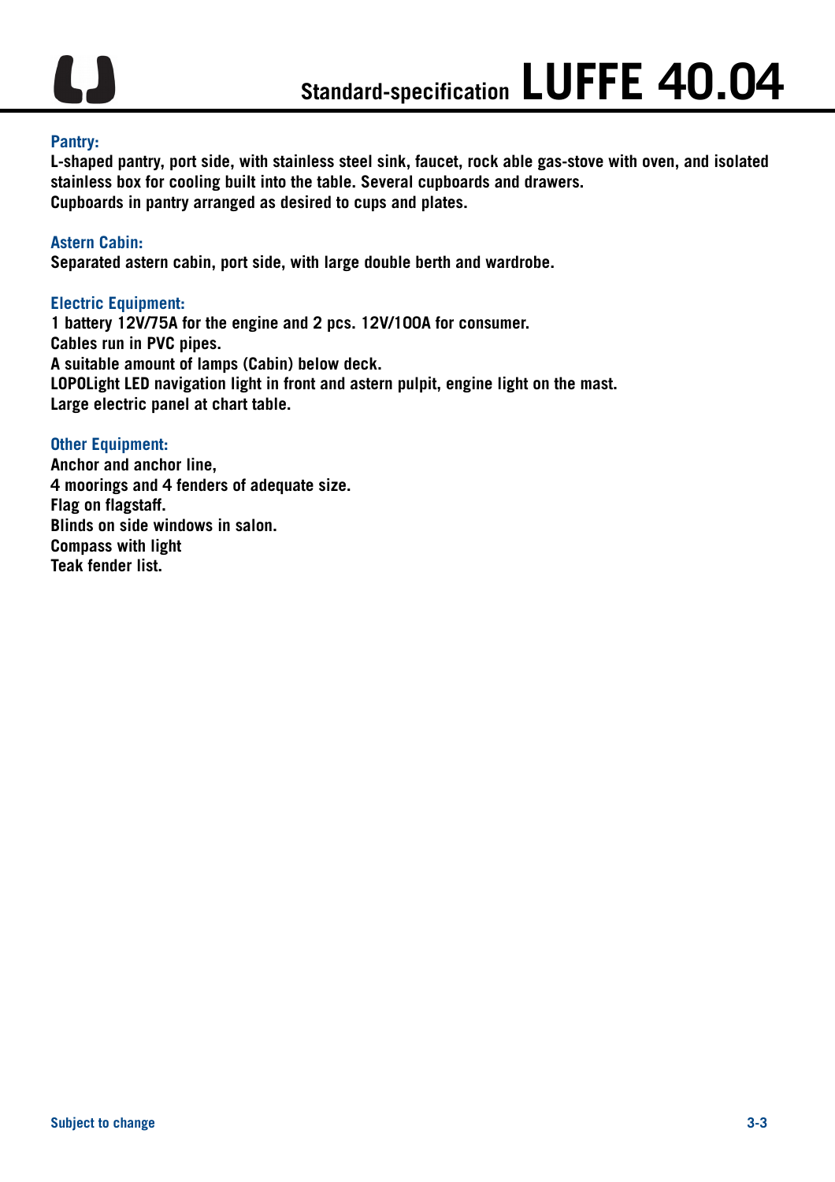## Pantry:

L-shaped pantry, port side, with stainless steel sink, faucet, rock able gas-stove with oven, and isolated stainless box for cooling built into the table. Several cupboards and drawers.
Cupboards in pantry arranged as desired to cups and plates.

## Astern Cabin:

Separated astern cabin, port side, with large double berth and wardrobe.

## Electric Equipment:

1 battery 12V/75A for the engine and 2 pcs. 12V/100A for consumer.
Cables run in PVC pipes.
A suitable amount of lamps (Cabin) below deck.
LOPOLight LED navigation light in front and astern pulpit, engine light on the mast.
Large electric panel at chart table.

## Other Equipment:

Anchor and anchor line,
4 moorings and 4 fenders of adequate size.
Flag on flagstaff.
Blinds on side windows in salon.
Compass with light
Teak fender list.

Subject to change